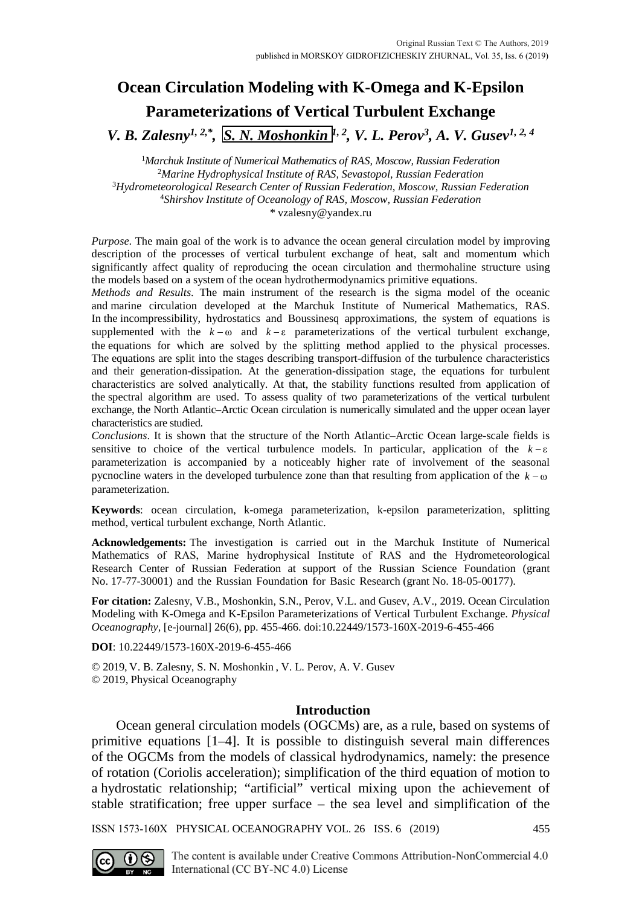Original Russian Text © The Authors, 2019
published in MORSKOY GIDROFIZICHESKIY ZHURNAL, Vol. 35, Iss. 6 (2019)

# Ocean Circulation Modeling with K-Omega and K-Epsilon Parameterizations of Vertical Turbulent Exchange

***V. B. Zalesny[1, 2,*], S. N. Moshonkin[1, 2], V. L. Perov[3], A. V. Gusev[1, 2, 4]***

[1] *Marchuk Institute of Numerical Mathematics of RAS, Moscow, Russian Federation*
[2] *Marine Hydrophysical Institute of RAS, Sevastopol, Russian Federation*
[3] *Hydrometeorological Research Center of Russian Federation, Moscow, Russian Federation*
[4] *Shirshov Institute of Oceanology of RAS, Moscow, Russian Federation*
\* vzalesny@yandex.ru

*Purpose*. The main goal of the work is to advance the ocean general circulation model by improving description of the processes of vertical turbulent exchange of heat, salt and momentum which significantly affect quality of reproducing the ocean circulation and thermohaline structure using the models based on a system of the ocean hydrothermodynamics primitive equations.

*Methods and Results*. The main instrument of the research is the sigma model of the oceanic and marine circulation developed at the Marchuk Institute of Numerical Mathematics, RAS. In the incompressibility, hydrostatics and Boussinesq approximations, the system of equations is supplemented with the $k-\omega$ and $k-\varepsilon$ parameterizations of the vertical turbulent exchange, the equations for which are solved by the splitting method applied to the physical processes. The equations are split into the stages describing transport-diffusion of the turbulence characteristics and their generation-dissipation. At the generation-dissipation stage, the equations for turbulent characteristics are solved analytically. At that, the stability functions resulted from application of the spectral algorithm are used. To assess quality of two parameterizations of the vertical turbulent exchange, the North Atlantic–Arctic Ocean circulation is numerically simulated and the upper ocean layer characteristics are studied.

*Conclusions*. It is shown that the structure of the North Atlantic–Arctic Ocean large-scale fields is sensitive to choice of the vertical turbulence models. In particular, application of the $k-\varepsilon$ parameterization is accompanied by a noticeably higher rate of involvement of the seasonal pycnocline waters in the developed turbulence zone than that resulting from application of the $k-\omega$ parameterization.

**Keywords**: ocean circulation, k-omega parameterization, k-epsilon parameterization, splitting method, vertical turbulent exchange, North Atlantic.

**Acknowledgements:** The investigation is carried out in the Marchuk Institute of Numerical Mathematics of RAS, Marine hydrophysical Institute of RAS and the Hydrometeorological Research Center of Russian Federation at support of the Russian Science Foundation (grant No. 17-77-30001) and the Russian Foundation for Basic Research (grant No. 18-05-00177).

**For citation:** Zalesny, V.B., Moshonkin, S.N., Perov, V.L. and Gusev, A.V., 2019. Ocean Circulation Modeling with K-Omega and K-Epsilon Parameterizations of Vertical Turbulent Exchange. *Physical Oceanography*, [e-journal] 26(6), pp. 455-466. doi:10.22449/1573-160X-2019-6-455-466

**DOI**: 10.22449/1573-160X-2019-6-455-466

© 2019, V. B. Zalesny, S. N. Moshonkin , V. L. Perov, A. V. Gusev
© 2019, Physical Oceanography

## Introduction

Ocean general circulation models (OGCMs) are, as a rule, based on systems of primitive equations [1–4]. It is possible to distinguish several main differences of the OGCMs from the models of classical hydrodynamics, namely: the presence of rotation (Coriolis acceleration); simplification of the third equation of motion to a hydrostatic relationship; "artificial" vertical mixing upon the achievement of stable stratification; free upper surface – the sea level and simplification of the

The content is available under Creative Commons Attribution-NonCommercial 4.0 International (CC BY-NC 4.0) License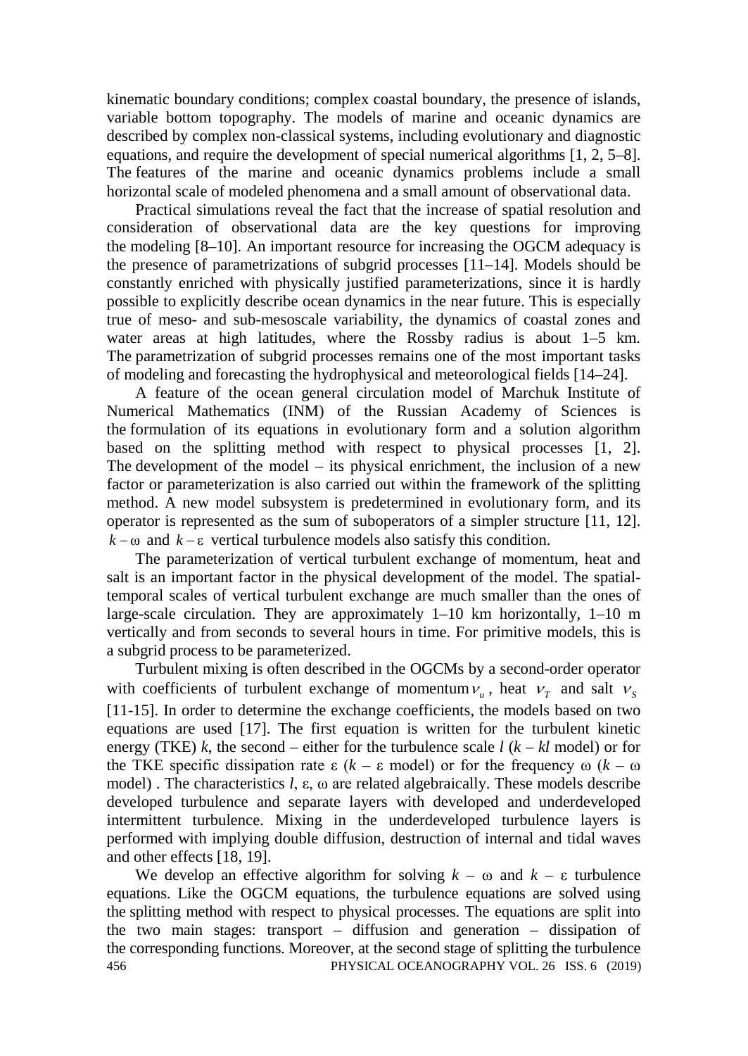kinematic boundary conditions; complex coastal boundary, the presence of islands, variable bottom topography. The models of marine and oceanic dynamics are described by complex non-classical systems, including evolutionary and diagnostic equations, and require the development of special numerical algorithms [1, 2, 5–8]. The features of the marine and oceanic dynamics problems include a small horizontal scale of modeled phenomena and a small amount of observational data.

Practical simulations reveal the fact that the increase of spatial resolution and consideration of observational data are the key questions for improving the modeling [8–10]. An important resource for increasing the OGCM adequacy is the presence of parametrizations of subgrid processes [11–14]. Models should be constantly enriched with physically justified parameterizations, since it is hardly possible to explicitly describe ocean dynamics in the near future. This is especially true of meso- and sub-mesoscale variability, the dynamics of coastal zones and water areas at high latitudes, where the Rossby radius is about 1–5 km. The parametrization of subgrid processes remains one of the most important tasks of modeling and forecasting the hydrophysical and meteorological fields [14–24].

A feature of the ocean general circulation model of Marchuk Institute of Numerical Mathematics (INM) of the Russian Academy of Sciences is the formulation of its equations in evolutionary form and a solution algorithm based on the splitting method with respect to physical processes [1, 2]. The development of the model – its physical enrichment, the inclusion of a new factor or parameterization is also carried out within the framework of the splitting method. A new model subsystem is predetermined in evolutionary form, and its operator is represented as the sum of suboperators of a simpler structure [11, 12]. $k-\omega$ and $k-\varepsilon$ vertical turbulence models also satisfy this condition.

The parameterization of vertical turbulent exchange of momentum, heat and salt is an important factor in the physical development of the model. The spatial-temporal scales of vertical turbulent exchange are much smaller than the ones of large-scale circulation. They are approximately 1–10 km horizontally, 1–10 m vertically and from seconds to several hours in time. For primitive models, this is a subgrid process to be parameterized.

Turbulent mixing is often described in the OGCMs by a second-order operator with coefficients of turbulent exchange of momentum $\nu_u$, heat $\nu_T$ and salt $\nu_S$ [11-15]. In order to determine the exchange coefficients, the models based on two equations are used [17]. The first equation is written for the turbulent kinetic energy (TKE) $k$, the second – either for the turbulence scale $l$ ($k - kl$ model) or for the TKE specific dissipation rate $\varepsilon$ ($k - \varepsilon$ model) or for the frequency $\omega$ ($k - \omega$ model) . The characteristics $l$, $\varepsilon$, $\omega$ are related algebraically. These models describe developed turbulence and separate layers with developed and underdeveloped intermittent turbulence. Mixing in the underdeveloped turbulence layers is performed with implying double diffusion, destruction of internal and tidal waves and other effects [18, 19].

We develop an effective algorithm for solving $k - \omega$ and $k - \varepsilon$ turbulence equations. Like the OGCM equations, the turbulence equations are solved using the splitting method with respect to physical processes. The equations are split into the two main stages: transport – diffusion and generation – dissipation of the corresponding functions. Moreover, at the second stage of splitting the turbulence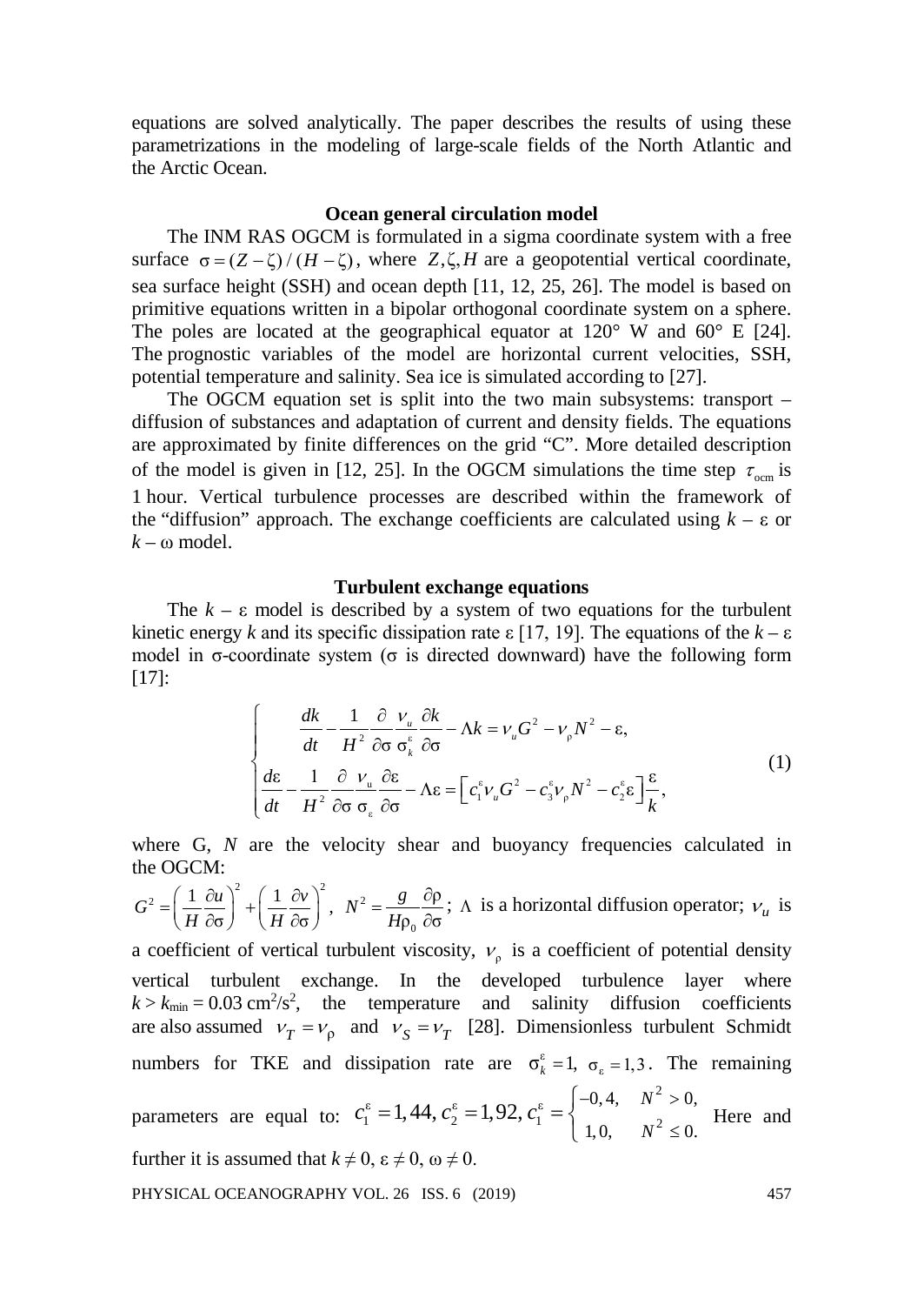equations are solved analytically. The paper describes the results of using these parametrizations in the modeling of large-scale fields of the North Atlantic and the Arctic Ocean.

## Ocean general circulation model

The INM RAS OGCM is formulated in a sigma coordinate system with a free surface $\sigma = (Z - \zeta)/(H - \zeta)$, where $Z, \zeta, H$ are a geopotential vertical coordinate, sea surface height (SSH) and ocean depth [11, 12, 25, 26]. The model is based on primitive equations written in a bipolar orthogonal coordinate system on a sphere. The poles are located at the geographical equator at 120° W and 60° E [24]. The prognostic variables of the model are horizontal current velocities, SSH, potential temperature and salinity. Sea ice is simulated according to [27].

The OGCM equation set is split into the two main subsystems: transport – diffusion of substances and adaptation of current and density fields. The equations are approximated by finite differences on the grid "C". More detailed description of the model is given in [12, 25]. In the OGCM simulations the time step $\tau_{\text{ocm}}$ is 1 hour. Vertical turbulence processes are described within the framework of the "diffusion" approach. The exchange coefficients are calculated using $k - \varepsilon$ or $k - \omega$ model.

## Turbulent exchange equations

The $k - \varepsilon$ model is described by a system of two equations for the turbulent kinetic energy $k$ and its specific dissipation rate $\varepsilon$ [17, 19]. The equations of the $k - \varepsilon$ model in $\sigma$-coordinate system ($\sigma$ is directed downward) have the following form [17]:

$$
\begin{cases}
\dfrac{dk}{dt} - \dfrac{1}{H^2}\dfrac{\partial}{\partial\sigma}\dfrac{\nu_u}{\sigma_k^\varepsilon}\dfrac{\partial k}{\partial\sigma} - \Lambda k = \nu_u G^2 - \nu_\rho N^2 - \varepsilon, \\
\dfrac{d\varepsilon}{dt} - \dfrac{1}{H^2}\dfrac{\partial}{\partial\sigma}\dfrac{\nu_u}{\sigma_\varepsilon}\dfrac{\partial\varepsilon}{\partial\sigma} - \Lambda\varepsilon = \left[c_1^\varepsilon \nu_u G^2 - c_3^\varepsilon \nu_\rho N^2 - c_2^\varepsilon \varepsilon\right]\dfrac{\varepsilon}{k},
\end{cases}
\tag{1}
$$

where G, $N$ are the velocity shear and buoyancy frequencies calculated in the OGCM:

$G^2 = \left(\dfrac{1}{H}\dfrac{\partial u}{\partial\sigma}\right)^2 + \left(\dfrac{1}{H}\dfrac{\partial v}{\partial\sigma}\right)^2$, $N^2 = \dfrac{g}{H\rho_0}\dfrac{\partial\rho}{\partial\sigma}$; $\Lambda$ is a horizontal diffusion operator; $\nu_u$ is a coefficient of vertical turbulent viscosity, $\nu_\rho$ is a coefficient of potential density vertical turbulent exchange. In the developed turbulence layer where $k > k_{\min} = 0.03\ \text{cm}^2/\text{s}^2$, the temperature and salinity diffusion coefficients are also assumed $\nu_T = \nu_\rho$ and $\nu_S = \nu_T$ [28]. Dimensionless turbulent Schmidt numbers for TKE and dissipation rate are $\sigma_k^\varepsilon = 1,\ \sigma_\varepsilon = 1{,}3$. The remaining parameters are equal to: $c_1^\varepsilon = 1{,}44,\ c_2^\varepsilon = 1{,}92,\ c_1^\varepsilon = \begin{cases} -0{,}4, & N^2 > 0, \\ 1{,}0, & N^2 \le 0. \end{cases}$ Here and further it is assumed that $k \ne 0$, $\varepsilon \ne 0$, $\omega \ne 0$.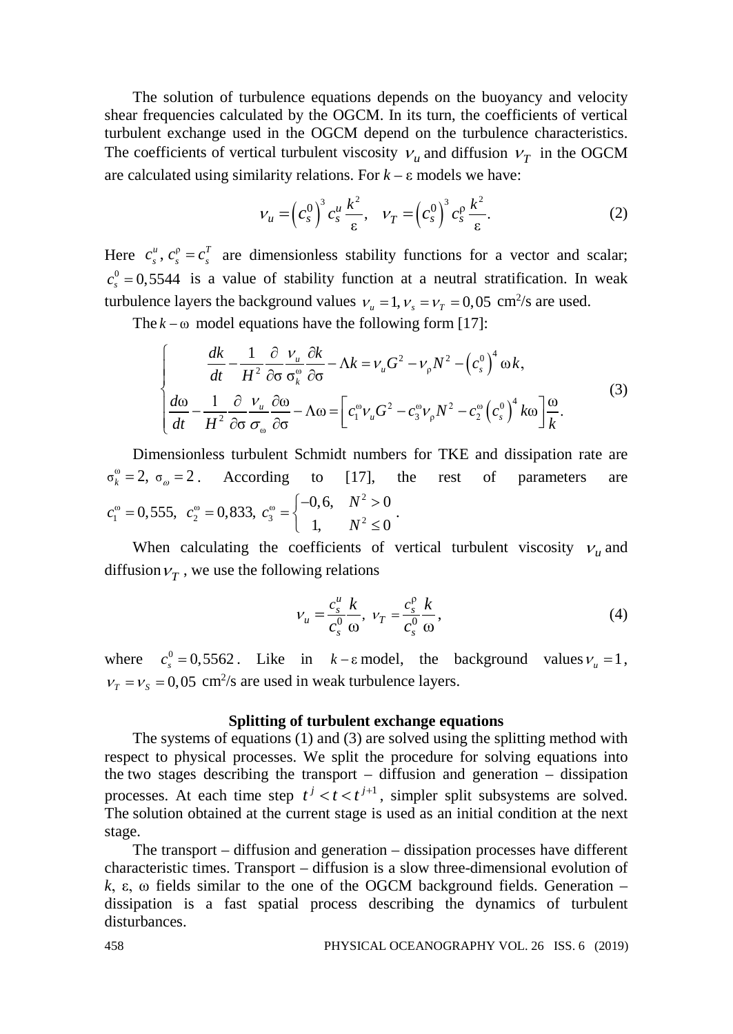The solution of turbulence equations depends on the buoyancy and velocity shear frequencies calculated by the OGCM. In its turn, the coefficients of vertical turbulent exchange used in the OGCM depend on the turbulence characteristics. The coefficients of vertical turbulent viscosity $\nu_u$ and diffusion $\nu_T$ in the OGCM are calculated using similarity relations. For $k-\varepsilon$ models we have:

$$\nu_u = \left(c_s^0\right)^3 c_s^u \frac{k^2}{\varepsilon}, \quad \nu_T = \left(c_s^0\right)^3 c_s^\rho \frac{k^2}{\varepsilon}. \tag{2}$$

Here $c_s^u, c_s^\rho = c_s^T$ are dimensionless stability functions for a vector and scalar; $c_s^0 = 0{,}5544$ is a value of stability function at a neutral stratification. In weak turbulence layers the background values $\nu_u = 1, \nu_s = \nu_T = 0{,}05$ cm²/s are used.

The $k-\omega$ model equations have the following form [17]:

$$\begin{cases} \dfrac{dk}{dt} - \dfrac{1}{H^2}\dfrac{\partial}{\partial\sigma}\dfrac{\nu_u}{\sigma_k^\omega}\dfrac{\partial k}{\partial\sigma} - \Lambda k = \nu_u G^2 - \nu_\rho N^2 - \left(c_s^0\right)^4 \omega k, \\ \dfrac{d\omega}{dt} - \dfrac{1}{H^2}\dfrac{\partial}{\partial\sigma}\dfrac{\nu_u}{\sigma_\omega}\dfrac{\partial\omega}{\partial\sigma} - \Lambda\omega = \left[c_1^\omega \nu_u G^2 - c_3^\omega \nu_\rho N^2 - c_2^\omega \left(c_s^0\right)^4 k\omega\right]\dfrac{\omega}{k}. \end{cases} \tag{3}$$

Dimensionless turbulent Schmidt numbers for TKE and dissipation rate are $\sigma_k^\omega = 2,\ \sigma_\omega = 2$. According to [17], the rest of parameters are $c_1^\omega = 0{,}555,\ c_2^\omega = 0{,}833,\ c_3^\omega = \begin{cases} -0{,}6, & N^2 > 0 \\ 1, & N^2 \le 0 \end{cases}$.

When calculating the coefficients of vertical turbulent viscosity $\nu_u$ and diffusion $\nu_T$, we use the following relations

$$\nu_u = \frac{c_s^u}{c_s^0}\frac{k}{\omega}, \ \nu_T = \frac{c_s^\rho}{c_s^0}\frac{k}{\omega}, \tag{4}$$

where $c_s^0 = 0{,}5562$. Like in $k-\varepsilon$ model, the background values $\nu_u = 1$, $\nu_T = \nu_S = 0{,}05$ cm²/s are used in weak turbulence layers.

## Splitting of turbulent exchange equations

The systems of equations (1) and (3) are solved using the splitting method with respect to physical processes. We split the procedure for solving equations into the two stages describing the transport – diffusion and generation – dissipation processes. At each time step $t^j < t < t^{j+1}$, simpler split subsystems are solved. The solution obtained at the current stage is used as an initial condition at the next stage.

The transport – diffusion and generation – dissipation processes have different characteristic times. Transport – diffusion is a slow three-dimensional evolution of $k$, $\varepsilon$, $\omega$ fields similar to the one of the OGCM background fields. Generation – dissipation is a fast spatial process describing the dynamics of turbulent disturbances.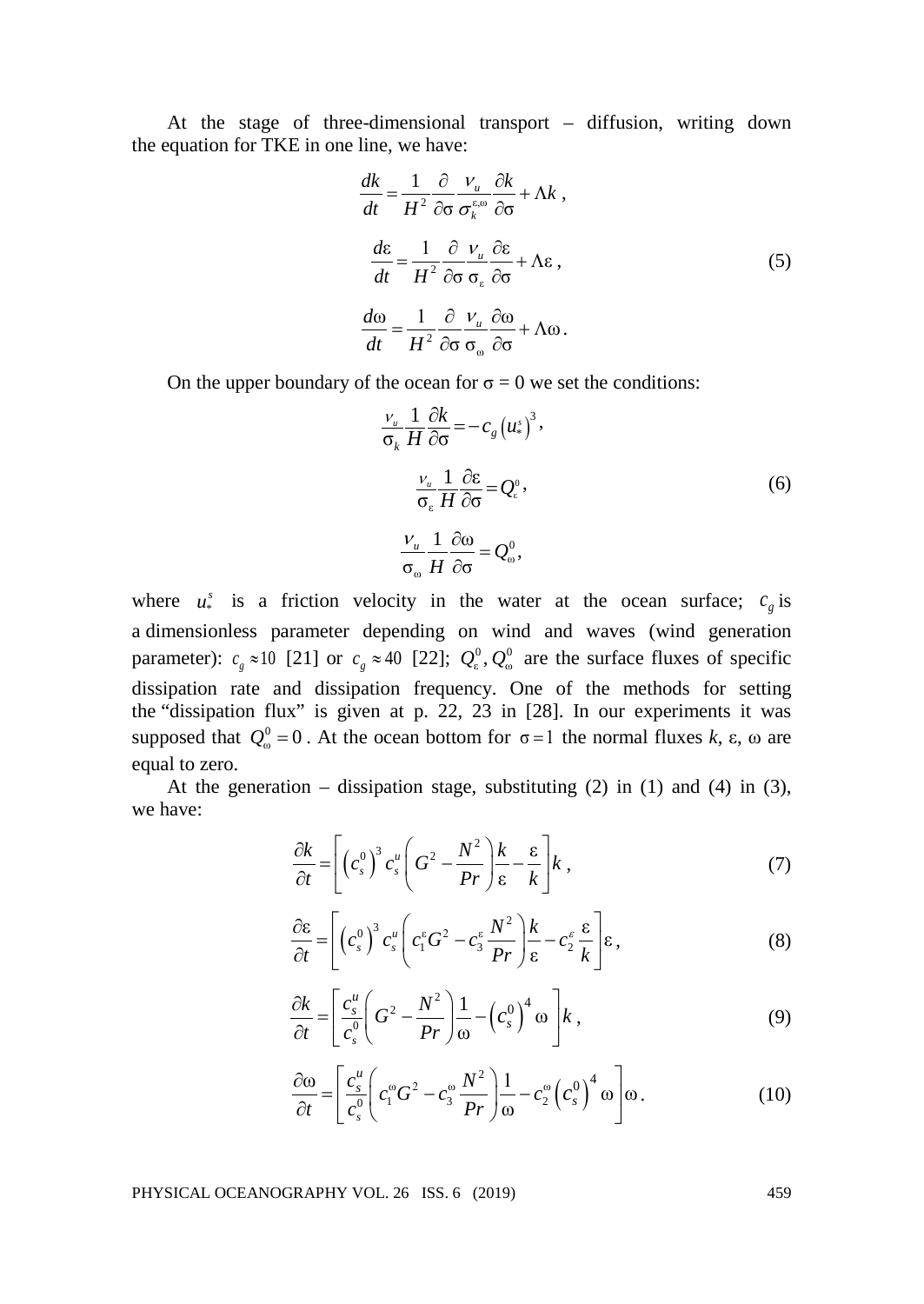At the stage of three-dimensional transport – diffusion, writing down the equation for TKE in one line, we have:

$$
\frac{dk}{dt} = \frac{1}{H^2} \frac{\partial}{\partial \sigma} \frac{\nu_u}{\sigma_k^{\varepsilon,\omega}} \frac{\partial k}{\partial \sigma} + \Lambda k \,,
$$

$$
\frac{d\varepsilon}{dt} = \frac{1}{H^2} \frac{\partial}{\partial \sigma} \frac{\nu_u}{\sigma_\varepsilon} \frac{\partial \varepsilon}{\partial \sigma} + \Lambda \varepsilon \,, \tag{5}
$$

$$
\frac{d\omega}{dt} = \frac{1}{H^2} \frac{\partial}{\partial \sigma} \frac{\nu_u}{\sigma_\omega} \frac{\partial \omega}{\partial \sigma} + \Lambda \omega \,.
$$

On the upper boundary of the ocean for σ = 0 we set the conditions:

$$
\frac{\nu_u}{\sigma_k} \frac{1}{H} \frac{\partial k}{\partial \sigma} = -c_g \left(u_*^s\right)^3,
$$

$$
\frac{\nu_u}{\sigma_\varepsilon} \frac{1}{H} \frac{\partial \varepsilon}{\partial \sigma} = Q_\varepsilon^0, \tag{6}
$$

$$
\frac{\nu_u}{\sigma_\omega} \frac{1}{H} \frac{\partial \omega}{\partial \sigma} = Q_\omega^0,
$$

where $u_*^s$ is a friction velocity in the water at the ocean surface; $c_g$ is a dimensionless parameter depending on wind and waves (wind generation parameter): $c_g \approx 10$ [21] or $c_g \approx 40$ [22]; $Q_\varepsilon^0, Q_\omega^0$ are the surface fluxes of specific dissipation rate and dissipation frequency. One of the methods for setting the "dissipation flux" is given at p. 22, 23 in [28]. In our experiments it was supposed that $Q_\omega^0 = 0$. At the ocean bottom for $\sigma = 1$ the normal fluxes $k$, $\varepsilon$, $\omega$ are equal to zero.

At the generation – dissipation stage, substituting (2) in (1) and (4) in (3), we have:

$$
\frac{\partial k}{\partial t} = \left[ \left(c_s^0\right)^3 c_s^u \left( G^2 - \frac{N^2}{Pr} \right) \frac{k}{\varepsilon} - \frac{\varepsilon}{k} \right] k \,, \tag{7}
$$

$$
\frac{\partial \varepsilon}{\partial t} = \left[ \left(c_s^0\right)^3 c_s^u \left( c_1^\varepsilon G^2 - c_3^\varepsilon \frac{N^2}{Pr} \right) \frac{k}{\varepsilon} - c_2^\varepsilon \frac{\varepsilon}{k} \right] \varepsilon \,, \tag{8}
$$

$$
\frac{\partial k}{\partial t} = \left[ \frac{c_s^u}{c_s^0} \left( G^2 - \frac{N^2}{Pr} \right) \frac{1}{\omega} - \left(c_s^0\right)^4 \omega \right] k \,, \tag{9}
$$

$$
\frac{\partial \omega}{\partial t} = \left[ \frac{c_s^u}{c_s^0} \left( c_1^\omega G^2 - c_3^\omega \frac{N^2}{Pr} \right) \frac{1}{\omega} - c_2^\omega \left(c_s^0\right)^4 \omega \right] \omega \,. \tag{10}
$$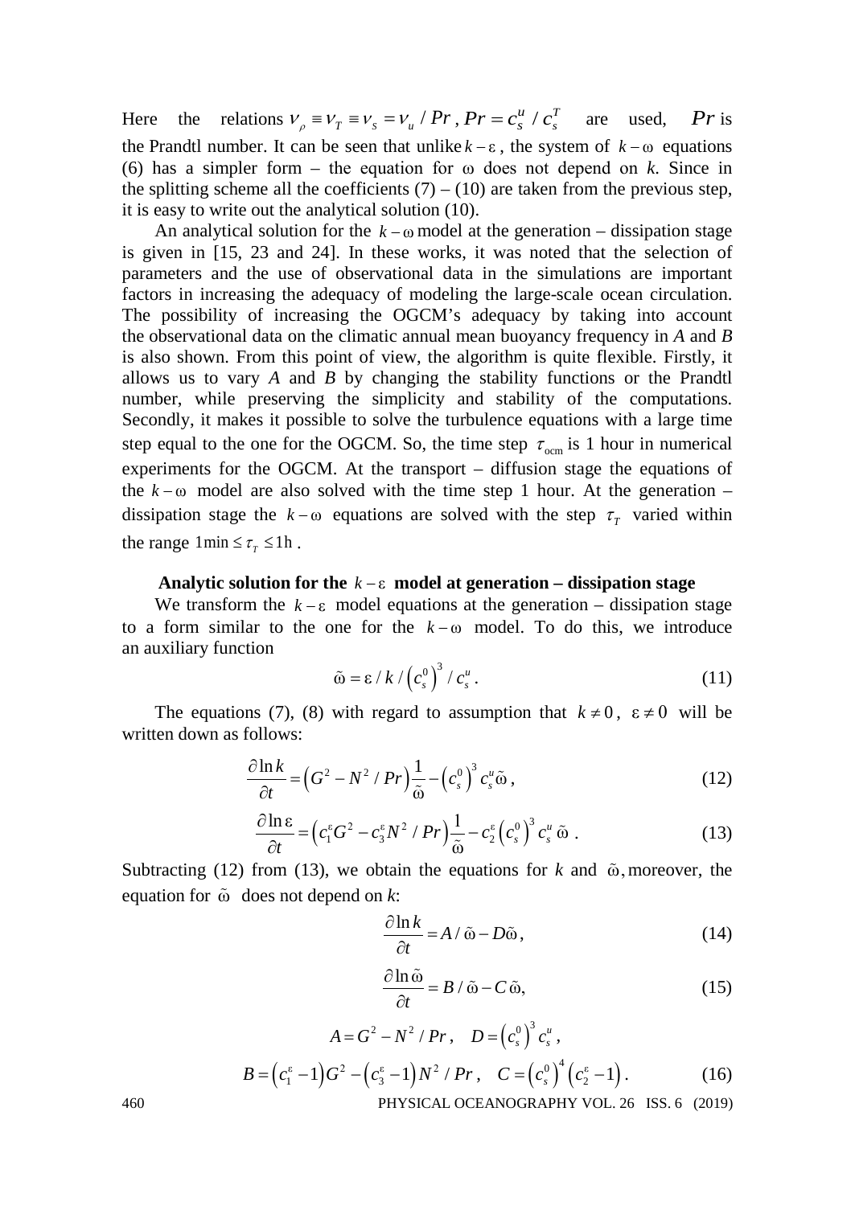Here the relations $\nu_\rho \equiv \nu_T \equiv \nu_S = \nu_u / Pr$, $Pr = c_s^u / c_s^T$ are used, $Pr$ is the Prandtl number. It can be seen that unlike $k-\varepsilon$, the system of $k-\omega$ equations (6) has a simpler form – the equation for $\omega$ does not depend on *k*. Since in the splitting scheme all the coefficients (7) – (10) are taken from the previous step, it is easy to write out the analytical solution (10).

An analytical solution for the $k-\omega$ model at the generation – dissipation stage is given in [15, 23 and 24]. In these works, it was noted that the selection of parameters and the use of observational data in the simulations are important factors in increasing the adequacy of modeling the large-scale ocean circulation. The possibility of increasing the OGCM's adequacy by taking into account the observational data on the climatic annual mean buoyancy frequency in *A* and *B* is also shown. From this point of view, the algorithm is quite flexible. Firstly, it allows us to vary *A* and *B* by changing the stability functions or the Prandtl number, while preserving the simplicity and stability of the computations. Secondly, it makes it possible to solve the turbulence equations with a large time step equal to the one for the OGCM. So, the time step $\tau_{\text{ocm}}$ is 1 hour in numerical experiments for the OGCM. At the transport – diffusion stage the equations of the $k-\omega$ model are also solved with the time step 1 hour. At the generation – dissipation stage the $k-\omega$ equations are solved with the step $\tau_T$ varied within the range $1\text{min} \le \tau_T \le 1\text{h}$.

### Analytic solution for the $k-\varepsilon$ model at generation – dissipation stage

We transform the $k-\varepsilon$ model equations at the generation – dissipation stage to a form similar to the one for the $k-\omega$ model. To do this, we introduce an auxiliary function

$$\tilde{\omega} = \varepsilon / k / \left(c_s^0\right)^3 / c_s^u . \tag{11}$$

The equations (7), (8) with regard to assumption that $k \ne 0$, $\varepsilon \ne 0$ will be written down as follows:

$$\frac{\partial \ln k}{\partial t} = \left(G^2 - N^2 / Pr\right)\frac{1}{\tilde{\omega}} - \left(c_s^0\right)^3 c_s^u \tilde{\omega} , \tag{12}$$

$$\frac{\partial \ln \varepsilon}{\partial t} = \left(c_1^\varepsilon G^2 - c_3^\varepsilon N^2 / Pr\right)\frac{1}{\tilde{\omega}} - c_2^\varepsilon \left(c_s^0\right)^3 c_s^u \tilde{\omega} . \tag{13}$$

Subtracting (12) from (13), we obtain the equations for *k* and $\tilde{\omega}$, moreover, the equation for $\tilde{\omega}$ does not depend on *k*:

$$\frac{\partial \ln k}{\partial t} = A / \tilde{\omega} - D\tilde{\omega} , \tag{14}$$

$$\frac{\partial \ln \tilde{\omega}}{\partial t} = B / \tilde{\omega} - C \tilde{\omega}, \tag{15}$$

$$A = G^2 - N^2 / Pr , \quad D = \left(c_s^0\right)^3 c_s^u ,$$

$$B = \left(c_1^\varepsilon - 1\right)G^2 - \left(c_3^\varepsilon - 1\right)N^2 / Pr , \quad C = \left(c_s^0\right)^4 \left(c_2^\varepsilon - 1\right). \tag{16}$$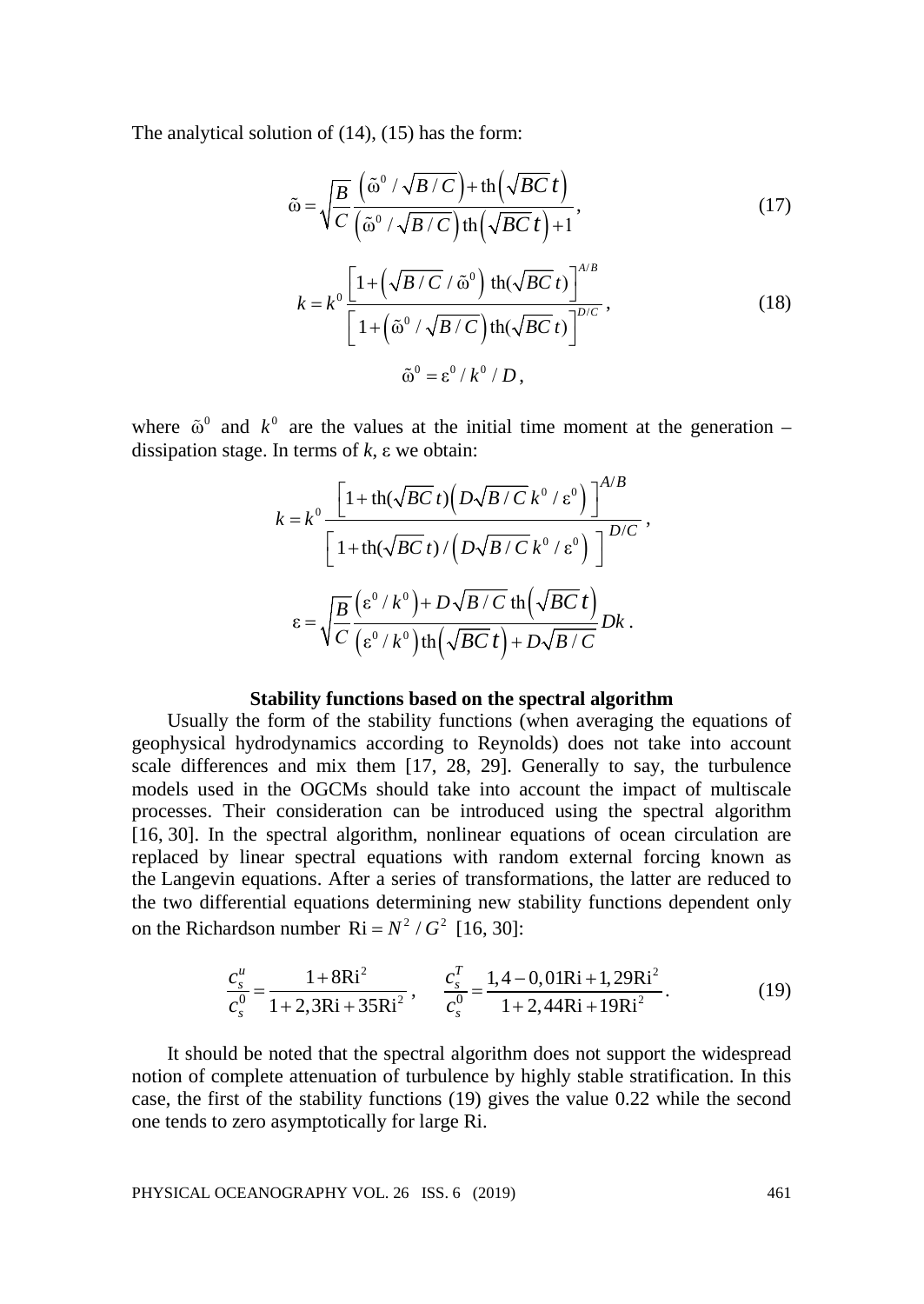The analytical solution of (14), (15) has the form:

$$\tilde{\omega} = \sqrt{\frac{B}{C}} \frac{\left(\tilde{\omega}^0 / \sqrt{B/C}\right) + \mathrm{th}\left(\sqrt{BC}\,t\right)}{\left(\tilde{\omega}^0 / \sqrt{B/C}\right)\mathrm{th}\left(\sqrt{BC}\,t\right) + 1}, \tag{17}$$

$$k = k^0 \frac{\left[1 + \left(\sqrt{B/C} / \tilde{\omega}^0\right)\,\mathrm{th}(\sqrt{BC}\,t)\right]^{A/B}}{\left[1 + \left(\tilde{\omega}^0 / \sqrt{B/C}\right)\mathrm{th}(\sqrt{BC}\,t)\right]^{D/C}}, \tag{18}$$

$$\tilde{\omega}^0 = \varepsilon^0 / k^0 / D,$$

where $\tilde{\omega}^0$ and $k^0$ are the values at the initial time moment at the generation – dissipation stage. In terms of $k$, $\varepsilon$ we obtain:

$$k = k^0 \frac{\left[1 + \mathrm{th}(\sqrt{BC}\,t)\left(D\sqrt{B/C}\,k^0 / \varepsilon^0\right)\right]^{A/B}}{\left[1 + \mathrm{th}(\sqrt{BC}\,t) / \left(D\sqrt{B/C}\,k^0 / \varepsilon^0\right)\right]^{D/C}},$$

$$\varepsilon = \sqrt{\frac{B}{C}} \frac{\left(\varepsilon^0 / k^0\right) + D\sqrt{B/C}\,\mathrm{th}\left(\sqrt{BC}\,t\right)}{\left(\varepsilon^0 / k^0\right)\mathrm{th}\left(\sqrt{BC}\,t\right) + D\sqrt{B/C}} Dk.$$

## Stability functions based on the spectral algorithm

Usually the form of the stability functions (when averaging the equations of geophysical hydrodynamics according to Reynolds) does not take into account scale differences and mix them [17, 28, 29]. Generally to say, the turbulence models used in the OGCMs should take into account the impact of multiscale processes. Their consideration can be introduced using the spectral algorithm [16, 30]. In the spectral algorithm, nonlinear equations of ocean circulation are replaced by linear spectral equations with random external forcing known as the Langevin equations. After a series of transformations, the latter are reduced to the two differential equations determining new stability functions dependent only on the Richardson number $\mathrm{Ri} = N^2 / G^2$ [16, 30]:

$$\frac{c_s^u}{c_s^0} = \frac{1 + 8\mathrm{Ri}^2}{1 + 2{,}3\mathrm{Ri} + 35\mathrm{Ri}^2}, \quad \frac{c_s^T}{c_s^0} = \frac{1{,}4 - 0{,}01\mathrm{Ri} + 1{,}29\mathrm{Ri}^2}{1 + 2{,}44\mathrm{Ri} + 19\mathrm{Ri}^2}. \tag{19}$$

It should be noted that the spectral algorithm does not support the widespread notion of complete attenuation of turbulence by highly stable stratification. In this case, the first of the stability functions (19) gives the value 0.22 while the second one tends to zero asymptotically for large Ri.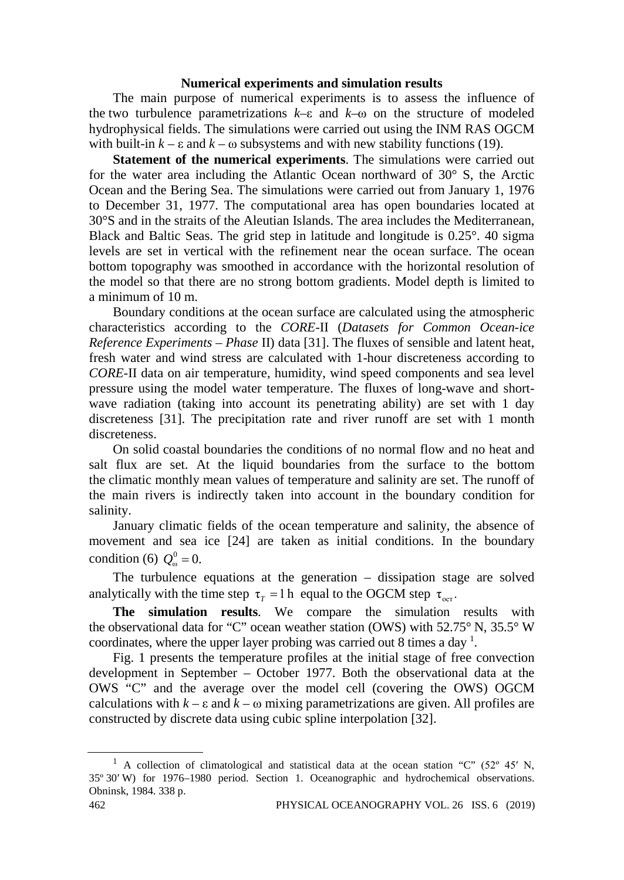## Numerical experiments and simulation results

The main purpose of numerical experiments is to assess the influence of the two turbulence parametrizations $k$–$\varepsilon$ and $k$–$\omega$ on the structure of modeled hydrophysical fields. The simulations were carried out using the INM RAS OGCM with built-in $k - \varepsilon$ and $k - \omega$ subsystems and with new stability functions (19).

**Statement of the numerical experiments**. The simulations were carried out for the water area including the Atlantic Ocean northward of 30° S, the Arctic Ocean and the Bering Sea. The simulations were carried out from January 1, 1976 to December 31, 1977. The computational area has open boundaries located at 30°S and in the straits of the Aleutian Islands. The area includes the Mediterranean, Black and Baltic Seas. The grid step in latitude and longitude is 0.25°. 40 sigma levels are set in vertical with the refinement near the ocean surface. The ocean bottom topography was smoothed in accordance with the horizontal resolution of the model so that there are no strong bottom gradients. Model depth is limited to a minimum of 10 m.

Boundary conditions at the ocean surface are calculated using the atmospheric characteristics according to the *CORE*-II (*Datasets for Common Ocean-ice Reference Experiments – Phase* II) data [31]. The fluxes of sensible and latent heat, fresh water and wind stress are calculated with 1-hour discreteness according to *CORE*-II data on air temperature, humidity, wind speed components and sea level pressure using the model water temperature. The fluxes of long-wave and short-wave radiation (taking into account its penetrating ability) are set with 1 day discreteness [31]. The precipitation rate and river runoff are set with 1 month discreteness.

On solid coastal boundaries the conditions of no normal flow and no heat and salt flux are set. At the liquid boundaries from the surface to the bottom the climatic monthly mean values of temperature and salinity are set. The runoff of the main rivers is indirectly taken into account in the boundary condition for salinity.

January climatic fields of the ocean temperature and salinity, the absence of movement and sea ice [24] are taken as initial conditions. In the boundary condition (6) $Q_{\omega}^{0} = 0$.

The turbulence equations at the generation – dissipation stage are solved analytically with the time step $\tau_T = 1\,\text{h}$ equal to the OGCM step $\tau_{\text{oct}}$.

**The simulation results**. We compare the simulation results with the observational data for "C" ocean weather station (OWS) with 52.75° N, 35.5° W coordinates, where the upper layer probing was carried out 8 times a day [1].

Fig. 1 presents the temperature profiles at the initial stage of free convection development in September – October 1977. Both the observational data at the OWS "C" and the average over the model cell (covering the OWS) OGCM calculations with $k - \varepsilon$ and $k - \omega$ mixing parametrizations are given. All profiles are constructed by discrete data using cubic spline interpolation [32].

---

[1] A collection of climatological and statistical data at the ocean station "C" (52º 45′ N, 35º 30′ W) for 1976–1980 period. Section 1. Oceanographic and hydrochemical observations. Obninsk, 1984. 338 p.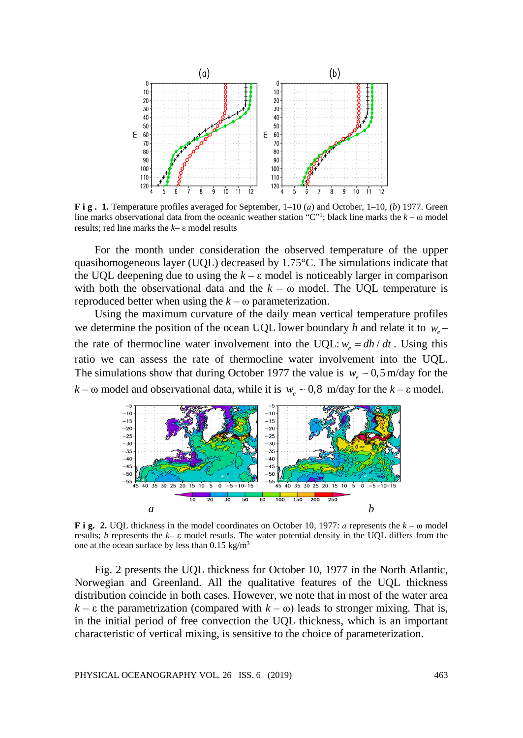**F i g . 1.** Temperature profiles averaged for September, 1–10 (*a*) and October, 1–10, (*b*) 1977. Green line marks observational data from the oceanic weather station "C"[1]; black line marks the $k - \omega$ model results; red line marks the $k - \varepsilon$ model results

For the month under consideration the observed temperature of the upper quasihomogeneous layer (UQL) decreased by 1.75°C. The simulations indicate that the UQL deepening due to using the $k - \varepsilon$ model is noticeably larger in comparison with both the observational data and the $k - \omega$ model. The UQL temperature is reproduced better when using the $k - \omega$ parameterization.

Using the maximum curvature of the daily mean vertical temperature profiles we determine the position of the ocean UQL lower boundary $h$ and relate it to $w_e$ – the rate of thermocline water involvement into the UQL: $w_e = dh / dt$. Using this ratio we can assess the rate of thermocline water involvement into the UQL. The simulations show that during October 1977 the value is $w_e \sim 0{,}5$ m/day for the $k - \omega$ model and observational data, while it is $w_e \sim 0{,}8$ m/day for the $k - \varepsilon$ model.

**F i g. 2.** UQL thickness in the model coordinates on October 10, 1977: *a* represents the $k - \omega$ model results; *b* represents the $k - \varepsilon$ model results. The water potential density in the UQL differs from the one at the ocean surface by less than 0.15 kg/m$^3$

Fig. 2 presents the UQL thickness for October 10, 1977 in the North Atlantic, Norwegian and Greenland. All the qualitative features of the UQL thickness distribution coincide in both cases. However, we note that in most of the water area $k - \varepsilon$ the parametrization (compared with $k - \omega$) leads to stronger mixing. That is, in the initial period of free convection the UQL thickness, which is an important characteristic of vertical mixing, is sensitive to the choice of parameterization.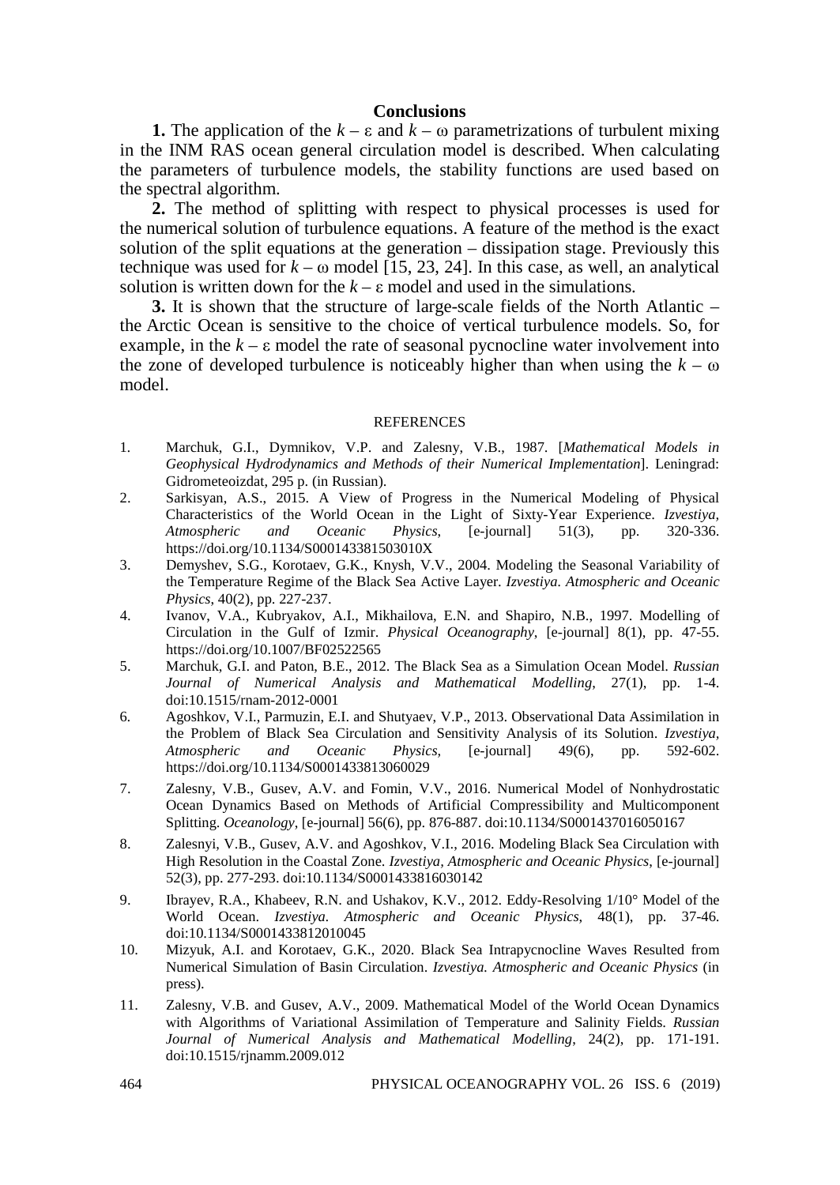## Conclusions

**1.** The application of the $k - \varepsilon$ and $k - \omega$ parametrizations of turbulent mixing in the INM RAS ocean general circulation model is described. When calculating the parameters of turbulence models, the stability functions are used based on the spectral algorithm.

**2.** The method of splitting with respect to physical processes is used for the numerical solution of turbulence equations. A feature of the method is the exact solution of the split equations at the generation – dissipation stage. Previously this technique was used for $k - \omega$ model [15, 23, 24]. In this case, as well, an analytical solution is written down for the $k - \varepsilon$ model and used in the simulations.

**3.** It is shown that the structure of large-scale fields of the North Atlantic – the Arctic Ocean is sensitive to the choice of vertical turbulence models. So, for example, in the $k - \varepsilon$ model the rate of seasonal pycnocline water involvement into the zone of developed turbulence is noticeably higher than when using the $k - \omega$ model.

### REFERENCES

1. Marchuk, G.I., Dymnikov, V.P. and Zalesny, V.B., 1987. [*Mathematical Models in Geophysical Hydrodynamics and Methods of their Numerical Implementation*]. Leningrad: Gidrometeoizdat, 295 p. (in Russian).
2. Sarkisyan, A.S., 2015. A View of Progress in the Numerical Modeling of Physical Characteristics of the World Ocean in the Light of Sixty-Year Experience. *Izvestiya, Atmospheric and Oceanic Physics*, [e-journal] 51(3), pp. 320-336. https://doi.org/10.1134/S000143381503010X
3. Demyshev, S.G., Korotaev, G.K., Knysh, V.V., 2004. Modeling the Seasonal Variability of the Temperature Regime of the Black Sea Active Layer. *Izvestiya. Atmospheric and Oceanic Physics*, 40(2), pp. 227-237.
4. Ivanov, V.A., Kubryakov, A.I., Mikhailova, E.N. and Shapiro, N.B., 1997. Modelling of Circulation in the Gulf of Izmir. *Physical Oceanography*, [e-journal] 8(1), pp. 47-55. https://doi.org/10.1007/BF02522565
5. Marchuk, G.I. and Paton, B.E., 2012. The Black Sea as a Simulation Ocean Model. *Russian Journal of Numerical Analysis and Mathematical Modelling*, 27(1), pp. 1-4. doi:10.1515/rnam-2012-0001
6. Agoshkov, V.I., Parmuzin, E.I. and Shutyaev, V.P., 2013. Observational Data Assimilation in the Problem of Black Sea Circulation and Sensitivity Analysis of its Solution. *Izvestiya, Atmospheric and Oceanic Physics,* [e-journal] 49(6), pp. 592-602. https://doi.org/10.1134/S0001433813060029
7. Zalesny, V.B., Gusev, A.V. and Fomin, V.V., 2016. Numerical Model of Nonhydrostatic Ocean Dynamics Based on Methods of Artificial Compressibility and Multicomponent Splitting. *Oceanology*, [e-journal] 56(6), pp. 876-887. doi:10.1134/S0001437016050167
8. Zalesnyi, V.B., Gusev, A.V. and Agoshkov, V.I., 2016. Modeling Black Sea Circulation with High Resolution in the Coastal Zone. *Izvestiya, Atmospheric and Oceanic Physics*, [e-journal] 52(3), pp. 277-293. doi:10.1134/S0001433816030142
9. Ibrayev, R.A., Khabeev, R.N. and Ushakov, K.V., 2012. Eddy-Resolving 1/10° Model of the World Ocean. *Izvestiya. Atmospheric and Oceanic Physics*, 48(1), pp. 37-46. doi:10.1134/S0001433812010045
10. Mizyuk, A.I. and Korotaev, G.K., 2020. Black Sea Intrapycnocline Waves Resulted from Numerical Simulation of Basin Circulation. *Izvestiya. Atmospheric and Oceanic Physics* (in press).
11. Zalesny, V.B. and Gusev, A.V., 2009. Mathematical Model of the World Ocean Dynamics with Algorithms of Variational Assimilation of Temperature and Salinity Fields. *Russian Journal of Numerical Analysis and Mathematical Modelling*, 24(2), pp. 171-191. doi:10.1515/rjnamm.2009.012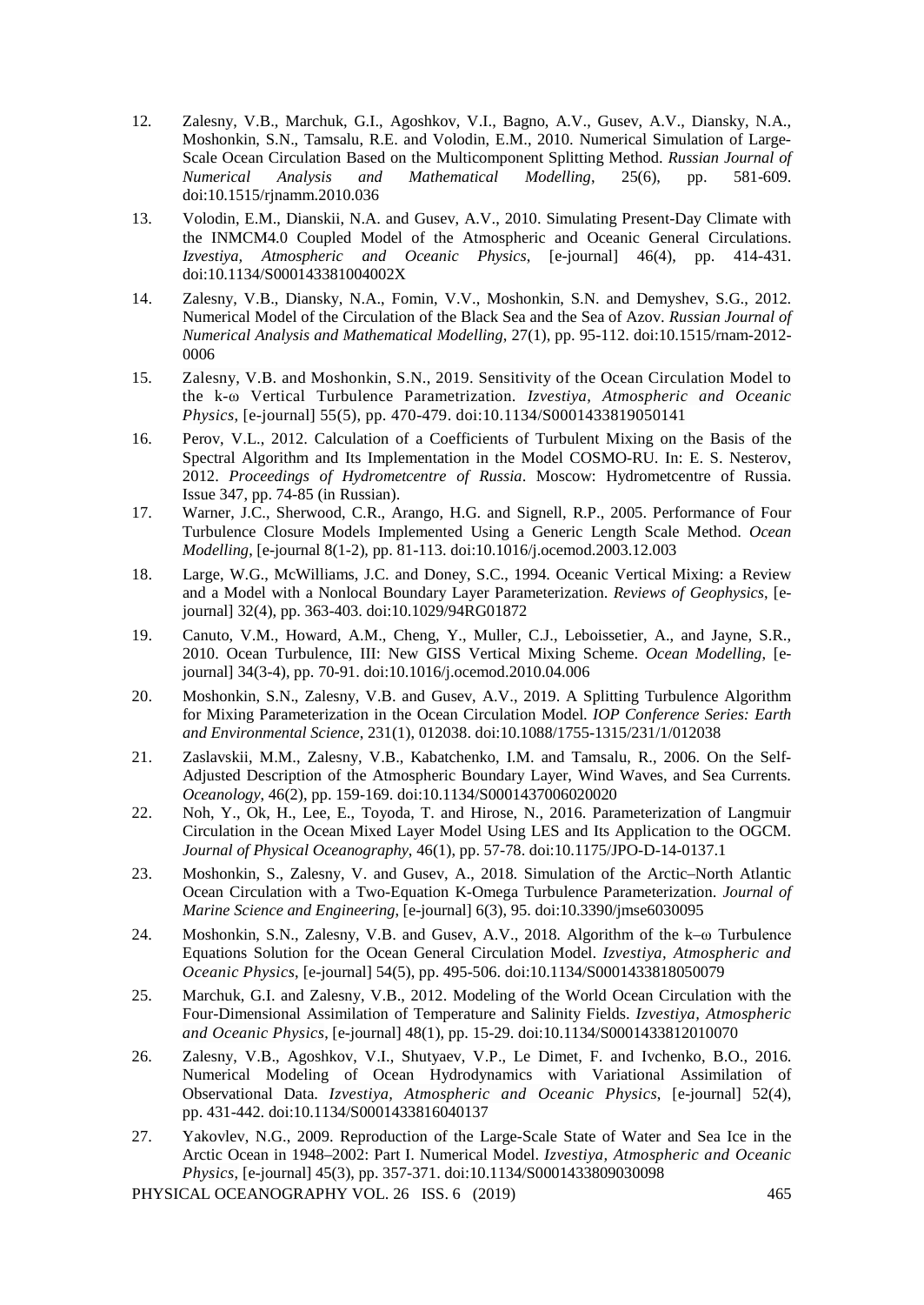12. Zalesny, V.B., Marchuk, G.I., Agoshkov, V.I., Bagno, A.V., Gusev, A.V., Diansky, N.A., Moshonkin, S.N., Tamsalu, R.E. and Volodin, E.M., 2010. Numerical Simulation of Large-Scale Ocean Circulation Based on the Multicomponent Splitting Method. *Russian Journal of Numerical Analysis and Mathematical Modelling*, 25(6), pp. 581-609. doi:10.1515/rjnamm.2010.036

13. Volodin, E.M., Dianskii, N.A. and Gusev, A.V., 2010. Simulating Present-Day Climate with the INMCM4.0 Coupled Model of the Atmospheric and Oceanic General Circulations. *Izvestiya, Atmospheric and Oceanic Physics*, [e-journal] 46(4), pp. 414-431. doi:10.1134/S000143381004002X

14. Zalesny, V.B., Diansky, N.A., Fomin, V.V., Moshonkin, S.N. and Demyshev, S.G., 2012. Numerical Model of the Circulation of the Black Sea and the Sea of Azov. *Russian Journal of Numerical Analysis and Mathematical Modelling*, 27(1), pp. 95-112. doi:10.1515/rnam-2012-0006

15. Zalesny, V.B. and Moshonkin, S.N., 2019. Sensitivity of the Ocean Circulation Model to the k-ω Vertical Turbulence Parametrization. *Izvestiya, Atmospheric and Oceanic Physics*, [e-journal] 55(5), pp. 470-479. doi:10.1134/S0001433819050141

16. Perov, V.L., 2012. Calculation of a Coefficients of Turbulent Mixing on the Basis of the Spectral Algorithm and Its Implementation in the Model COSMO-RU. In: E. S. Nesterov, 2012. *Proceedings of Hydrometcentre of Russia*. Moscow: Hydrometcentre of Russia. Issue 347, pp. 74-85 (in Russian).

17. Warner, J.C., Sherwood, C.R., Arango, H.G. and Signell, R.P., 2005. Performance of Four Turbulence Closure Models Implemented Using a Generic Length Scale Method. *Ocean Modelling*, [e-journal 8(1-2), pp. 81-113. doi:10.1016/j.ocemod.2003.12.003

18. Large, W.G., McWilliams, J.C. and Doney, S.C., 1994. Oceanic Vertical Mixing: a Review and a Model with a Nonlocal Boundary Layer Parameterization. *Reviews of Geophysics*, [e-journal] 32(4), pp. 363-403. doi:10.1029/94RG01872

19. Canuto, V.M., Howard, A.M., Cheng, Y., Muller, C.J., Leboissetier, A., and Jayne, S.R., 2010. Ocean Turbulence, III: New GISS Vertical Mixing Scheme. *Ocean Modelling*, [e-journal] 34(3-4), pp. 70-91. doi:10.1016/j.ocemod.2010.04.006

20. Moshonkin, S.N., Zalesny, V.B. and Gusev, A.V., 2019. A Splitting Turbulence Algorithm for Mixing Parameterization in the Ocean Circulation Model. *IOP Conference Series: Earth and Environmental Science*, 231(1), 012038. doi:10.1088/1755-1315/231/1/012038

21. Zaslavskii, M.M., Zalesny, V.B., Kabatchenko, I.M. and Tamsalu, R., 2006. On the Self-Adjusted Description of the Atmospheric Boundary Layer, Wind Waves, and Sea Currents. *Oceanology*, 46(2), pp. 159-169. doi:10.1134/S0001437006020020

22. Noh, Y., Ok, H., Lee, E., Toyoda, T. and Hirose, N., 2016. Parameterization of Langmuir Circulation in the Ocean Mixed Layer Model Using LES and Its Application to the OGCM. *Journal of Physical Oceanography*, 46(1), pp. 57-78. doi:10.1175/JPO-D-14-0137.1

23. Moshonkin, S., Zalesny, V. and Gusev, A., 2018. Simulation of the Arctic–North Atlantic Ocean Circulation with a Two-Equation K-Omega Turbulence Parameterization. *Journal of Marine Science and Engineering*, [e-journal] 6(3), 95. doi:10.3390/jmse6030095

24. Moshonkin, S.N., Zalesny, V.B. and Gusev, A.V., 2018. Algorithm of the k–ω Turbulence Equations Solution for the Ocean General Circulation Model. *Izvestiya, Atmospheric and Oceanic Physics*, [e-journal] 54(5), pp. 495-506. doi:10.1134/S0001433818050079

25. Marchuk, G.I. and Zalesny, V.B., 2012. Modeling of the World Ocean Circulation with the Four-Dimensional Assimilation of Temperature and Salinity Fields. *Izvestiya, Atmospheric and Oceanic Physics*, [e-journal] 48(1), pp. 15-29. doi:10.1134/S0001433812010070

26. Zalesny, V.B., Agoshkov, V.I., Shutyaev, V.P., Le Dimet, F. and Ivchenko, B.O., 2016. Numerical Modeling of Ocean Hydrodynamics with Variational Assimilation of Observational Data. *Izvestiya, Atmospheric and Oceanic Physics*, [e-journal] 52(4), pp. 431-442. doi:10.1134/S0001433816040137

27. Yakovlev, N.G., 2009. Reproduction of the Large-Scale State of Water and Sea Ice in the Arctic Ocean in 1948–2002: Part I. Numerical Model. *Izvestiya, Atmospheric and Oceanic Physics*, [e-journal] 45(3), pp. 357-371. doi:10.1134/S0001433809030098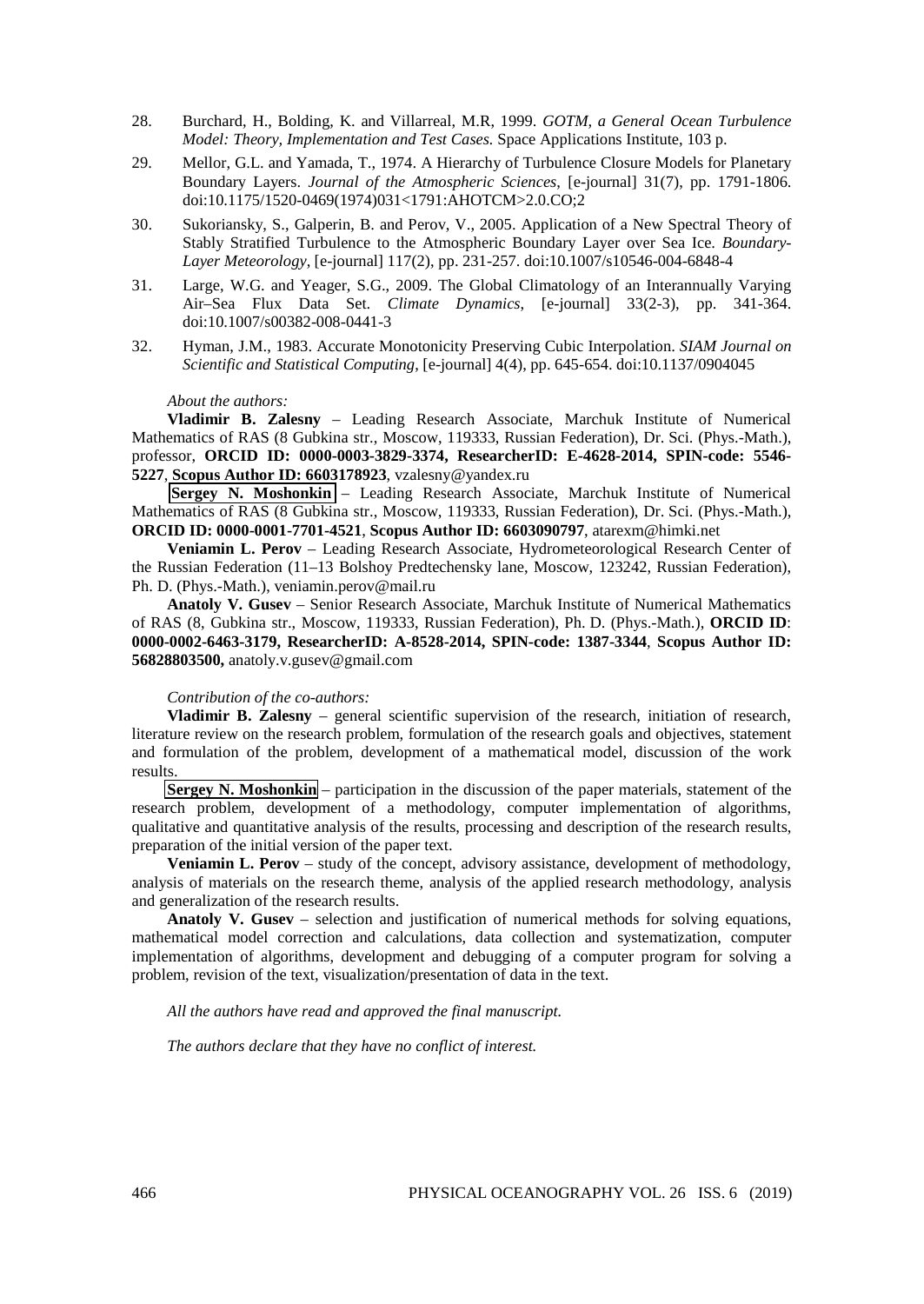28. Burchard, H., Bolding, K. and Villarreal, M.R, 1999. *GOTM, a General Ocean Turbulence Model: Theory, Implementation and Test Cases.* Space Applications Institute, 103 p.

29. Mellor, G.L. and Yamada, T., 1974. A Hierarchy of Turbulence Closure Models for Planetary Boundary Layers. *Journal of the Atmospheric Sciences*, [e-journal] 31(7), pp. 1791-1806. doi:10.1175/1520-0469(1974)031<1791:AHOTCM>2.0.CO;2

30. Sukoriansky, S., Galperin, B. and Perov, V., 2005. Application of a New Spectral Theory of Stably Stratified Turbulence to the Atmospheric Boundary Layer over Sea Ice. *Boundary-Layer Meteorology*, [e-journal] 117(2), pp. 231-257. doi:10.1007/s10546-004-6848-4

31. Large, W.G. and Yeager, S.G., 2009. The Global Climatology of an Interannually Varying Air–Sea Flux Data Set. *Climate Dynamics*, [e-journal] 33(2-3), pp. 341-364. doi:10.1007/s00382-008-0441-3

32. Hyman, J.M., 1983. Accurate Monotonicity Preserving Cubic Interpolation. *SIAM Journal on Scientific and Statistical Computing*, [e-journal] 4(4), pp. 645-654. doi:10.1137/0904045

*About the authors:*

**Vladimir B. Zalesny** – Leading Research Associate, Marchuk Institute of Numerical Mathematics of RAS (8 Gubkina str., Moscow, 119333, Russian Federation), Dr. Sci. (Phys.-Math.), professor, **ORCID ID: 0000-0003-3829-3374, ResearcherID: E-4628-2014, SPIN-code: 5546-5227**, **Scopus Author ID: 6603178923**, vzalesny@yandex.ru

**Sergey N. Moshonkin** – Leading Research Associate, Marchuk Institute of Numerical Mathematics of RAS (8 Gubkina str., Moscow, 119333, Russian Federation), Dr. Sci. (Phys.-Math.), **ORCID ID: 0000-0001-7701-4521**, **Scopus Author ID: 6603090797**, atarexm@himki.net

**Veniamin L. Perov** – Leading Research Associate, Hydrometeorological Research Center of the Russian Federation (11–13 Bolshoy Predtechensky lane, Moscow, 123242, Russian Federation), Ph. D. (Phys.-Math.), veniamin.perov@mail.ru

**Anatoly V. Gusev** – Senior Research Associate, Marchuk Institute of Numerical Mathematics of RAS (8, Gubkina str., Moscow, 119333, Russian Federation), Ph. D. (Phys.-Math.), **ORCID ID**: **0000-0002-6463-3179, ResearcherID: A-8528-2014, SPIN-code: 1387-3344**, **Scopus Author ID: 56828803500,** anatoly.v.gusev@gmail.com

*Contribution of the co-authors:*

**Vladimir B. Zalesny** – general scientific supervision of the research, initiation of research, literature review on the research problem, formulation of the research goals and objectives, statement and formulation of the problem, development of a mathematical model, discussion of the work results.

**Sergey N. Moshonkin** – participation in the discussion of the paper materials, statement of the research problem, development of a methodology, computer implementation of algorithms, qualitative and quantitative analysis of the results, processing and description of the research results, preparation of the initial version of the paper text.

**Veniamin L. Perov** – study of the concept, advisory assistance, development of methodology, analysis of materials on the research theme, analysis of the applied research methodology, analysis and generalization of the research results.

**Anatoly V. Gusev** – selection and justification of numerical methods for solving equations, mathematical model correction and calculations, data collection and systematization, computer implementation of algorithms, development and debugging of a computer program for solving a problem, revision of the text, visualization/presentation of data in the text.

*All the authors have read and approved the final manuscript.*

*The authors declare that they have no conflict of interest.*